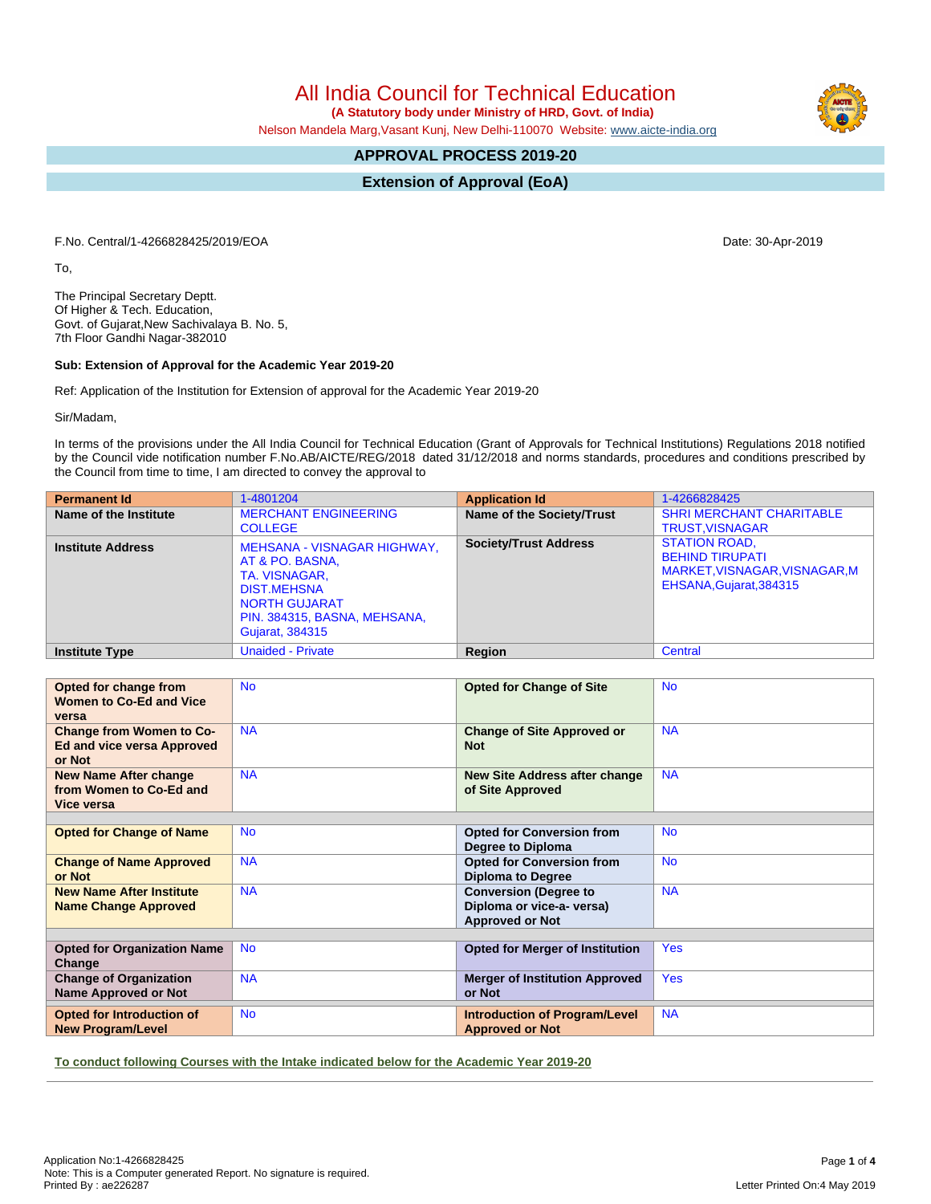# All India Council for Technical Education

**(A Statutory body under Ministry of HRD, Govt. of India)**

Nelson Mandela Marg,Vasant Kunj, New Delhi-110070 Website: www.aicte-india.org

## APPROVAL PROCESS 2019-20

## Extension of Approval (EoA)

F.No. Central/1-4266828425/2019/EOA

Date: 30-Apr-2019

To,

The Principal Secretary Deptt.
Of Higher & Tech. Education,
Govt. of Gujarat,New Sachivalaya B. No. 5,
7th Floor Gandhi Nagar-382010

**Sub: Extension of Approval for the Academic Year 2019-20**

Ref: Application of the Institution for Extension of approval for the Academic Year 2019-20

Sir/Madam,

In terms of the provisions under the All India Council for Technical Education (Grant of Approvals for Technical Institutions) Regulations 2018 notified by the Council vide notification number F.No.AB/AICTE/REG/2018 dated 31/12/2018 and norms standards, procedures and conditions prescribed by the Council from time to time, I am directed to convey the approval to

| **Permanent Id** | 1-4801204 | **Application Id** | 1-4266828425 |
|---|---|---|---|
| **Name of the Institute** | MERCHANT ENGINEERING COLLEGE | **Name of the Society/Trust** | SHRI MERCHANT CHARITABLE TRUST,VISNAGAR |
| **Institute Address** | MEHSANA - VISNAGAR HIGHWAY, AT & PO. BASNA, TA. VISNAGAR, DIST.MEHSNA NORTH GUJARAT PIN. 384315, BASNA, MEHSANA, Gujarat, 384315 | **Society/Trust Address** | STATION ROAD, BEHIND TIRUPATI MARKET,VISNAGAR,VISNAGAR,MEHSANA,Gujarat,384315 |
| **Institute Type** | Unaided - Private | **Region** | Central |

| | | | |
|---|---|---|---|
| **Opted for change from Women to Co-Ed and Vice versa** | No | **Opted for Change of Site** | No |
| **Change from Women to Co-Ed and vice versa Approved or Not** | NA | **Change of Site Approved or Not** | NA |
| **New Name After change from Women to Co-Ed and Vice versa** | NA | **New Site Address after change of Site Approved** | NA |
| **Opted for Change of Name** | No | **Opted for Conversion from Degree to Diploma** | No |
| **Change of Name Approved or Not** | NA | **Opted for Conversion from Diploma to Degree** | No |
| **New Name After Institute Name Change Approved** | NA | **Conversion (Degree to Diploma or vice-a- versa) Approved or Not** | NA |
| **Opted for Organization Name Change** | No | **Opted for Merger of Institution** | Yes |
| **Change of Organization Name Approved or Not** | NA | **Merger of Institution Approved or Not** | Yes |
| **Opted for Introduction of New Program/Level** | No | **Introduction of Program/Level Approved or Not** | NA |

**To conduct following Courses with the Intake indicated below for the Academic Year 2019-20**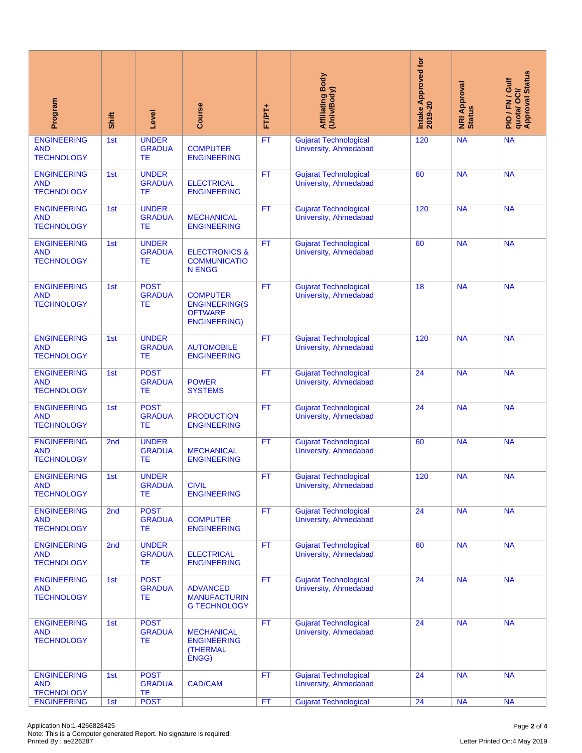| Program | Shift | Level | Course | FT/PT+ | Affiliating Body (Univ/Body) | Intake Approved for 2019-20 | NRI Approval Status | PIO / FN / Gulf quota/ OCI/ Approval Status |
|---|---|---|---|---|---|---|---|---|
| ENGINEERING AND TECHNOLOGY | 1st | UNDER GRADUATE | COMPUTER ENGINEERING | FT | Gujarat Technological University, Ahmedabad | 120 | NA | NA |
| ENGINEERING AND TECHNOLOGY | 1st | UNDER GRADUATE | ELECTRICAL ENGINEERING | FT | Gujarat Technological University, Ahmedabad | 60 | NA | NA |
| ENGINEERING AND TECHNOLOGY | 1st | UNDER GRADUATE | MECHANICAL ENGINEERING | FT | Gujarat Technological University, Ahmedabad | 120 | NA | NA |
| ENGINEERING AND TECHNOLOGY | 1st | UNDER GRADUATE | ELECTRONICS & COMMUNICATION ENGG | FT | Gujarat Technological University, Ahmedabad | 60 | NA | NA |
| ENGINEERING AND TECHNOLOGY | 1st | POST GRADUATE | COMPUTER ENGINEERING(SOFTWARE ENGINEERING) | FT | Gujarat Technological University, Ahmedabad | 18 | NA | NA |
| ENGINEERING AND TECHNOLOGY | 1st | UNDER GRADUATE | AUTOMOBILE ENGINEERING | FT | Gujarat Technological University, Ahmedabad | 120 | NA | NA |
| ENGINEERING AND TECHNOLOGY | 1st | POST GRADUATE | POWER SYSTEMS | FT | Gujarat Technological University, Ahmedabad | 24 | NA | NA |
| ENGINEERING AND TECHNOLOGY | 1st | POST GRADUATE | PRODUCTION ENGINEERING | FT | Gujarat Technological University, Ahmedabad | 24 | NA | NA |
| ENGINEERING AND TECHNOLOGY | 2nd | UNDER GRADUATE | MECHANICAL ENGINEERING | FT | Gujarat Technological University, Ahmedabad | 60 | NA | NA |
| ENGINEERING AND TECHNOLOGY | 1st | UNDER GRADUATE | CIVIL ENGINEERING | FT | Gujarat Technological University, Ahmedabad | 120 | NA | NA |
| ENGINEERING AND TECHNOLOGY | 2nd | POST GRADUATE | COMPUTER ENGINEERING | FT | Gujarat Technological University, Ahmedabad | 24 | NA | NA |
| ENGINEERING AND TECHNOLOGY | 2nd | UNDER GRADUATE | ELECTRICAL ENGINEERING | FT | Gujarat Technological University, Ahmedabad | 60 | NA | NA |
| ENGINEERING AND TECHNOLOGY | 1st | POST GRADUATE | ADVANCED MANUFACTURING TECHNOLOGY | FT | Gujarat Technological University, Ahmedabad | 24 | NA | NA |
| ENGINEERING AND TECHNOLOGY | 1st | POST GRADUATE | MECHANICAL ENGINEERING (THERMAL ENGG) | FT | Gujarat Technological University, Ahmedabad | 24 | NA | NA |
| ENGINEERING AND TECHNOLOGY | 1st | POST GRADUATE | CAD/CAM | FT | Gujarat Technological University, Ahmedabad | 24 | NA | NA |
| ENGINEERING | 1st | POST | | FT | Gujarat Technological | 24 | NA | NA |

Application No:1-4266828425
Note: This is a Computer generated Report. No signature is required.
Printed By : ae226287

Letter Printed On:4 May 2019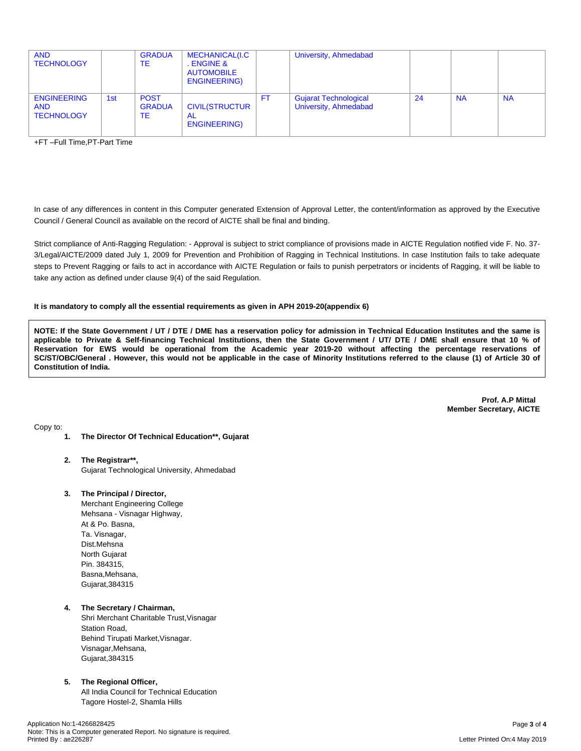| | | | | | | | | |
|---|---|---|---|---|---|---|---|---|
| AND TECHNOLOGY | | GRADUATE | MECHANICAL(I.C. ENGINE & AUTOMOBILE ENGINEERING) | | University, Ahmedabad | | | |
| ENGINEERING AND TECHNOLOGY | 1st | POST GRADUATE | CIVIL(STRUCTURAL ENGINEERING) | FT | Gujarat Technological University, Ahmedabad | 24 | NA | NA |

+FT –Full Time,PT-Part Time

In case of any differences in content in this Computer generated Extension of Approval Letter, the content/information as approved by the Executive Council / General Council as available on the record of AICTE shall be final and binding.

Strict compliance of Anti-Ragging Regulation: - Approval is subject to strict compliance of provisions made in AICTE Regulation notified vide F. No. 37-3/Legal/AICTE/2009 dated July 1, 2009 for Prevention and Prohibition of Ragging in Technical Institutions. In case Institution fails to take adequate steps to Prevent Ragging or fails to act in accordance with AICTE Regulation or fails to punish perpetrators or incidents of Ragging, it will be liable to take any action as defined under clause 9(4) of the said Regulation.

**It is mandatory to comply all the essential requirements as given in APH 2019-20(appendix 6)**

**NOTE: If the State Government / UT / DTE / DME has a reservation policy for admission in Technical Education Institutes and the same is applicable to Private & Self-financing Technical Institutions, then the State Government / UT/ DTE / DME shall ensure that 10 % of Reservation for EWS would be operational from the Academic year 2019-20 without affecting the percentage reservations of SC/ST/OBC/General . However, this would not be applicable in the case of Minority Institutions referred to the clause (1) of Article 30 of Constitution of India.**

**Prof. A.P Mittal**
**Member Secretary, AICTE**

Copy to:

1. **The Director Of Technical Education**, Gujarat**

2. **The Registrar**,**
   Gujarat Technological University, Ahmedabad

3. **The Principal / Director,**
   Merchant Engineering College
   Mehsana - Visnagar Highway,
   At & Po. Basna,
   Ta. Visnagar,
   Dist.Mehsna
   North Gujarat
   Pin. 384315,
   Basna,Mehsana,
   Gujarat,384315

4. **The Secretary / Chairman,**
   Shri Merchant Charitable Trust,Visnagar
   Station Road,
   Behind Tirupati Market,Visnagar.
   Visnagar,Mehsana,
   Gujarat,384315

5. **The Regional Officer,**
   All India Council for Technical Education
   Tagore Hostel-2, Shamla Hills

Application No:1-4266828425
Note: This is a Computer generated Report. No signature is required.
Printed By : ae226287

Letter Printed On:4 May 2019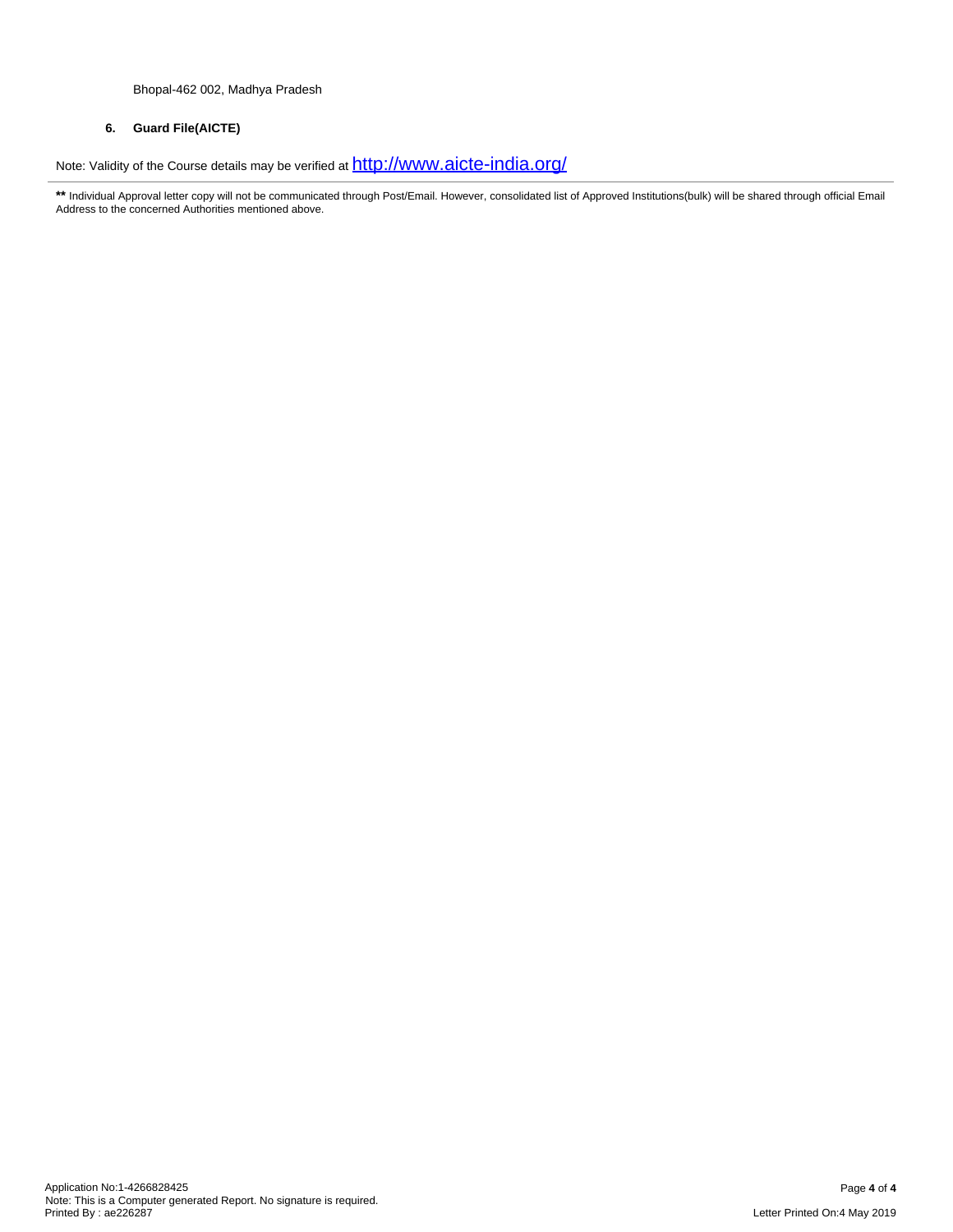Bhopal-462 002, Madhya Pradesh

6. **Guard File(AICTE)**

Note: Validity of the Course details may be verified at [http://www.aicte-india.org/](http://www.aicte-india.org/)

---

**\*\*** Individual Approval letter copy will not be communicated through Post/Email. However, consolidated list of Approved Institutions(bulk) will be shared through official Email Address to the concerned Authorities mentioned above.

Application No:1-4266828425
Note: This is a Computer generated Report. No signature is required.
Printed By : ae226287

Letter Printed On:4 May 2019